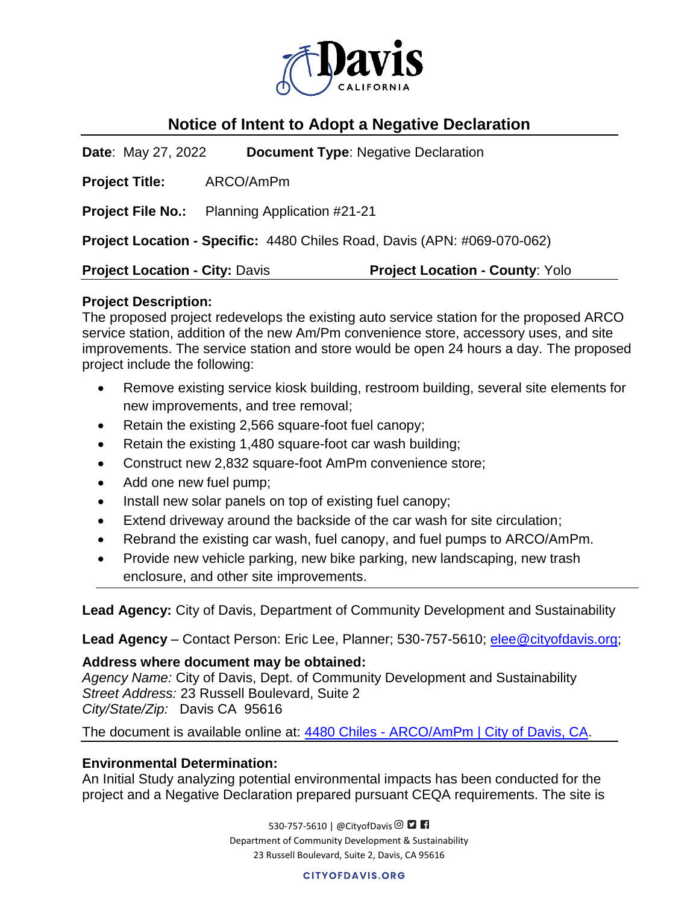# Notice of Intent to Adopt a Negative Declaration

**Date**: May 27, 2022 **Document Type**: Negative Declaration

**Project Title:** ARCO/AmPm

**Project File No.:** Planning Application #21-21

**Project Location - Specific:** 4480 Chiles Road, Davis (APN: #069-070-062)

**Project Location - City:** Davis **Project Location - County**: Yolo

**Project Description:**
The proposed project redevelops the existing auto service station for the proposed ARCO service station, addition of the new Am/Pm convenience store, accessory uses, and site improvements. The service station and store would be open 24 hours a day. The proposed project include the following:

- Remove existing service kiosk building, restroom building, several site elements for new improvements, and tree removal;
- Retain the existing 2,566 square-foot fuel canopy;
- Retain the existing 1,480 square-foot car wash building;
- Construct new 2,832 square-foot AmPm convenience store;
- Add one new fuel pump;
- Install new solar panels on top of existing fuel canopy;
- Extend driveway around the backside of the car wash for site circulation;
- Rebrand the existing car wash, fuel canopy, and fuel pumps to ARCO/AmPm.
- Provide new vehicle parking, new bike parking, new landscaping, new trash enclosure, and other site improvements.

**Lead Agency:** City of Davis, Department of Community Development and Sustainability

**Lead Agency** – Contact Person: Eric Lee, Planner; 530-757-5610; elee@cityofdavis.org;

**Address where document may be obtained:**
*Agency Name:* City of Davis, Dept. of Community Development and Sustainability
*Street Address:* 23 Russell Boulevard, Suite 2
*City/State/Zip:* Davis CA 95616

The document is available online at: 4480 Chiles - ARCO/AmPm | City of Davis, CA.

**Environmental Determination:**
An Initial Study analyzing potential environmental impacts has been conducted for the project and a Negative Declaration prepared pursuant CEQA requirements. The site is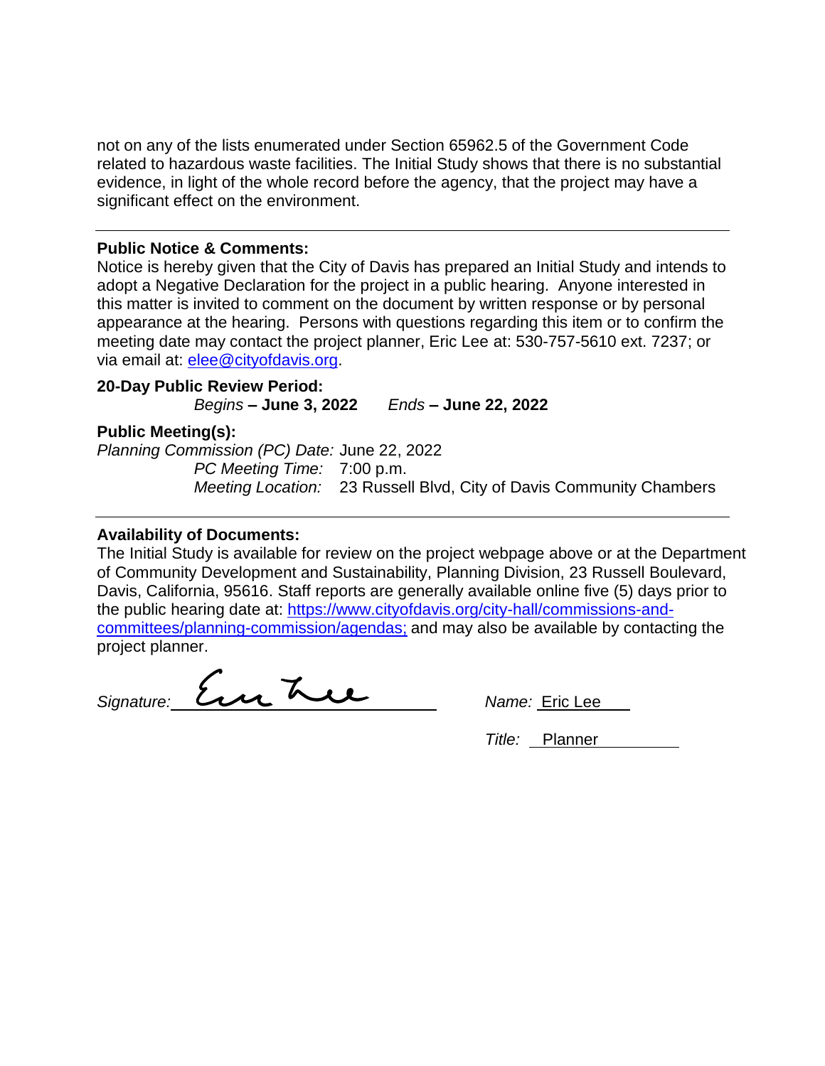not on any of the lists enumerated under Section 65962.5 of the Government Code related to hazardous waste facilities. The Initial Study shows that there is no substantial evidence, in light of the whole record before the agency, that the project may have a significant effect on the environment.

---

**Public Notice & Comments:**
Notice is hereby given that the City of Davis has prepared an Initial Study and intends to adopt a Negative Declaration for the project in a public hearing. Anyone interested in this matter is invited to comment on the document by written response or by personal appearance at the hearing. Persons with questions regarding this item or to confirm the meeting date may contact the project planner, Eric Lee at: 530-757-5610 ext. 7237; or via email at: elee@cityofdavis.org.

**20-Day Public Review Period:**
*Begins* **– June 3, 2022** *Ends* **– June 22, 2022**

**Public Meeting(s):**
*Planning Commission (PC) Date:* June 22, 2022
*PC Meeting Time:* 7:00 p.m.
*Meeting Location:* 23 Russell Blvd, City of Davis Community Chambers

---

**Availability of Documents:**
The Initial Study is available for review on the project webpage above or at the Department of Community Development and Sustainability, Planning Division, 23 Russell Boulevard, Davis, California, 95616. Staff reports are generally available online five (5) days prior to the public hearing date at: https://www.cityofdavis.org/city-hall/commissions-and-committees/planning-commission/agendas; and may also be available by contacting the project planner.

*Signature:* Eric Lee *Name:* Eric Lee

*Title:* Planner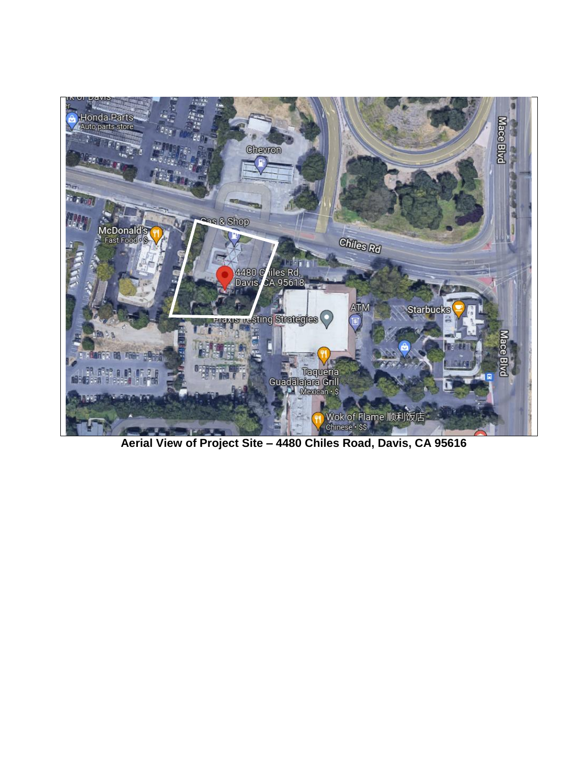**Aerial View of Project Site – 4480 Chiles Road, Davis, CA 95616**